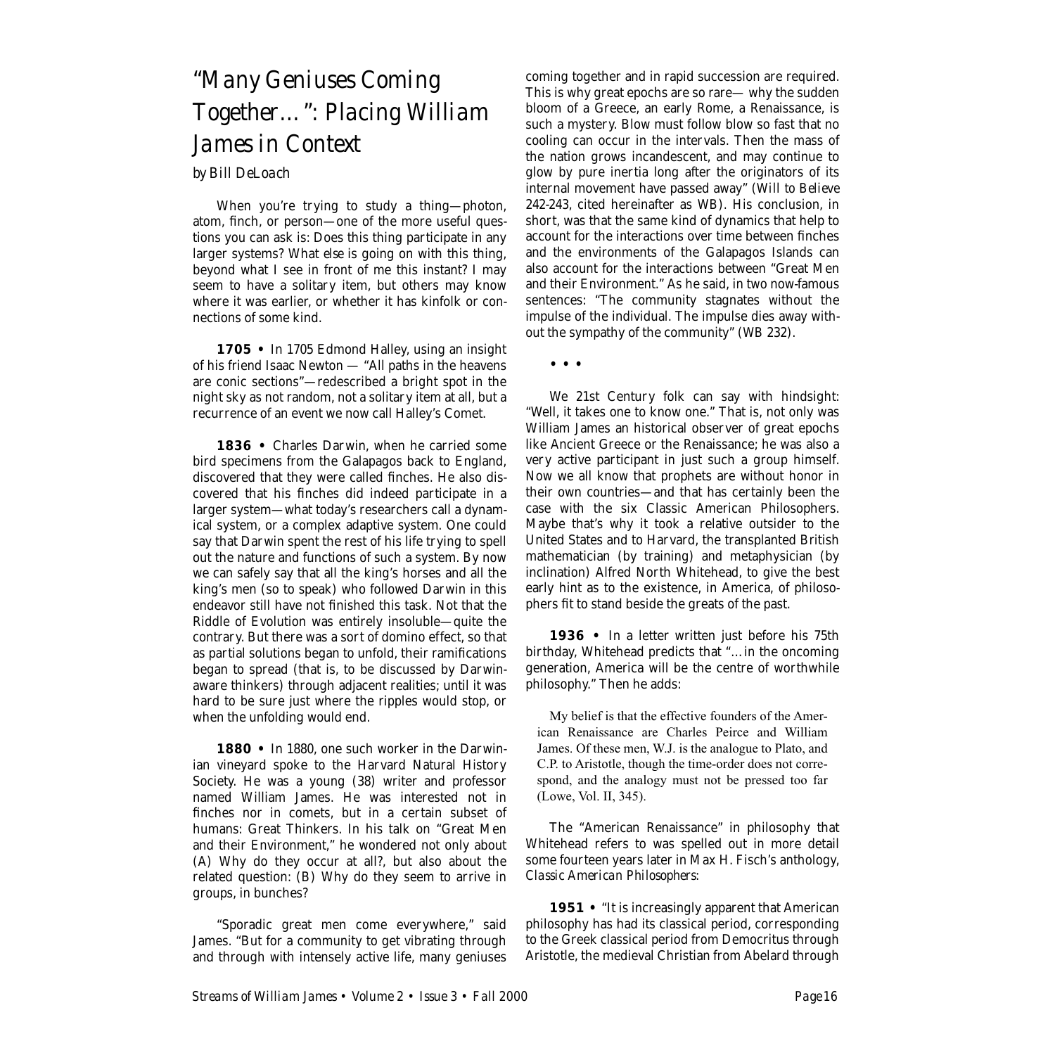# "Many Geniuses Coming Together…": Placing William James in Context

*by Bill DeLoach*

When you're trying to study a thing—photon, atom, finch, or person—one of the more useful questions you can ask is: Does this thing participate in any larger systems? What else is going on with this thing, beyond what I see in front of me this instant? I may seem to have a solitary item, but others may know where it was earlier, or whether it has kinfolk or connections of some kind.

**1705 •** In 1705 Edmond Halley, using an insight of his friend Isaac Newton — "All paths in the heavens are conic sections"—redescribed a bright spot in the night sky as not random, not a solitary item at all, but a recurrence of an event we now call Halley's Comet.

**1836 •** Charles Darwin, when he carried some bird specimens from the Galapagos back to England, discovered that they were called finches. He also discovered that his finches did indeed participate in a larger system—what today's researchers call a dynamical system, or a complex adaptive system. One could say that Darwin spent the rest of his life trying to spell out the nature and functions of such a system. By now we can safely say that all the king's horses and all the king's men (so to speak) who followed Darwin in this endeavor still have not finished this task. Not that the Riddle of Evolution was entirely insoluble—quite the contrary. But there was a sort of domino effect, so that as partial solutions began to unfold, their ramifications began to spread (that is, to be discussed by Darwin-aware thinkers) through adjacent realities; until it was hard to be sure just where the ripples would stop, or when the unfolding would end.

**1880 •** In 1880, one such worker in the Darwinian vineyard spoke to the Harvard Natural History Society. He was a young (38) writer and professor named William James. He was interested not in finches nor in comets, but in a certain subset of humans: Great Thinkers. In his talk on "Great Men and their Environment," he wondered not only about (A) Why do they occur at all?, but also about the related question: (B) Why do they seem to arrive in groups, in bunches?

"Sporadic great men come everywhere," said James. "But for a community to get vibrating through and through with intensely active life, many geniuses coming together and in rapid succession are required. This is why great epochs are so rare— why the sudden bloom of a Greece, an early Rome, a Renaissance, is such a mystery. Blow must follow blow so fast that no cooling can occur in the intervals. Then the mass of the nation grows incandescent, and may continue to glow by pure inertia long after the originators of its internal movement have passed away" (*Will to Believe* 242-243, cited hereinafter as WB). His conclusion, in short, was that the same kind of dynamics that help to account for the interactions over time between finches and the environments of the Galapagos Islands can also account for the interactions between "Great Men and their Environment." As he said, in two now-famous sentences: "The community stagnates without the impulse of the individual. The impulse dies away without the sympathy of the community" (WB 232).

• • •

We 21st Century folk can say with hindsight: "Well, it takes one to know one." That is, not only was William James an historical observer of great epochs like Ancient Greece or the Renaissance; he was also a very active participant in just such a group himself. Now we all know that prophets are without honor in their own countries—and that has certainly been the case with the six Classic American Philosophers. Maybe that's why it took a relative outsider to the United States and to Harvard, the transplanted British mathematician (by training) and metaphysician (by inclination) Alfred North Whitehead, to give the best early hint as to the existence, in America, of philosophers fit to stand beside the greats of the past.

**1936 •** In a letter written just before his 75th birthday, Whitehead predicts that "…in the oncoming generation, America will be the centre of worthwhile philosophy." Then he adds:

> My belief is that the effective founders of the American Renaissance are Charles Peirce and William James. Of these men, W.J. is the analogue to Plato, and C.P. to Aristotle, though the time-order does not correspond, and the analogy must not be pressed too far (Lowe, Vol. II, 345).

The "American Renaissance" in philosophy that Whitehead refers to was spelled out in more detail some fourteen years later in Max H. Fisch's anthology, *Classic American Philosophers*:

**1951 •** "It is increasingly apparent that American philosophy has had its classical period, corresponding to the Greek classical period from Democritus through Aristotle, the medieval Christian from Abelard through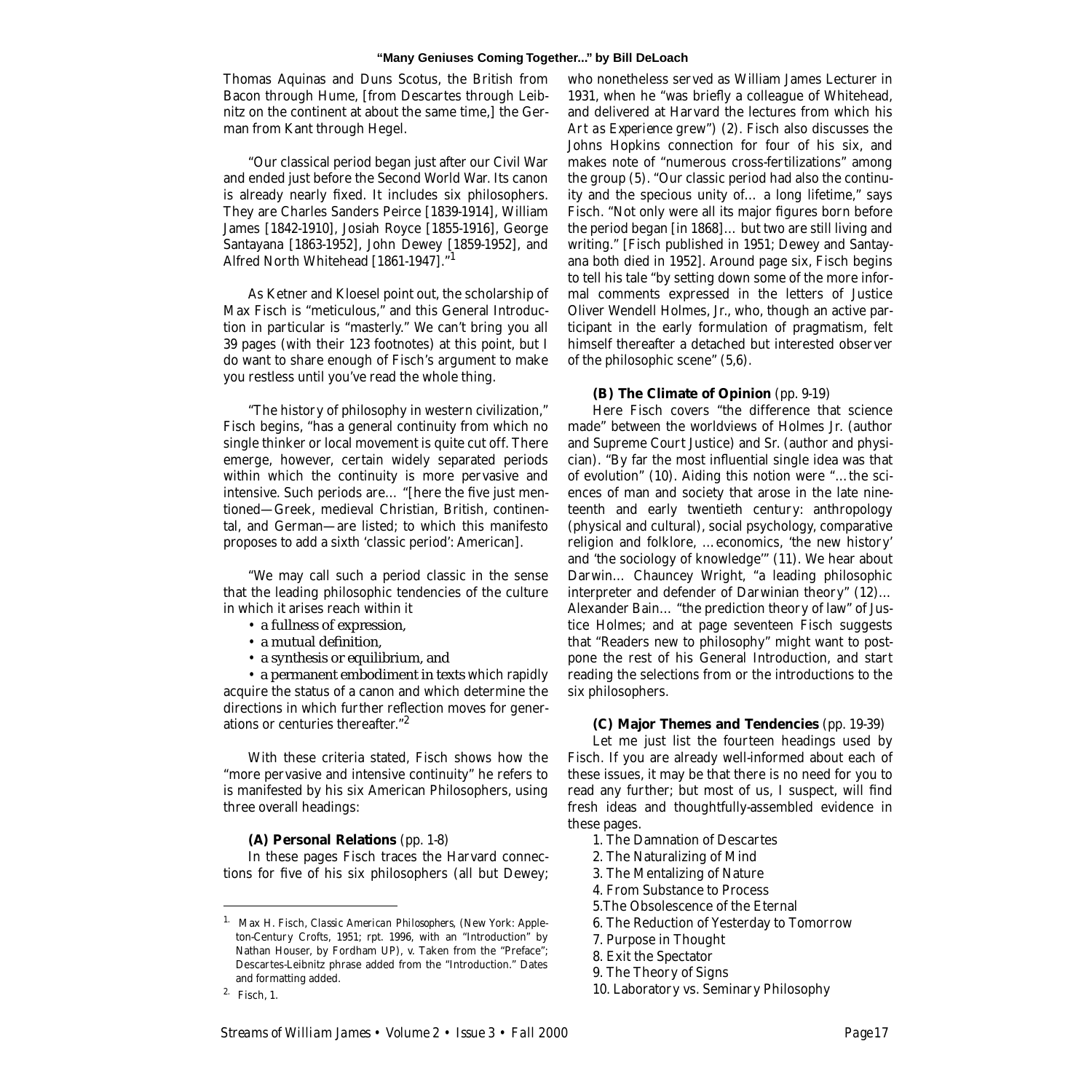Thomas Aquinas and Duns Scotus, the British from Bacon through Hume, [from Descartes through Leibnitz on the continent at about the same time,] the German from Kant through Hegel.

"Our classical period began just after our Civil War and ended just before the Second World War. Its canon is already nearly fixed. It includes six philosophers. They are Charles Sanders Peirce [1839-1914], William James [1842-1910], Josiah Royce [1855-1916], George Santayana [1863-1952], John Dewey [1859-1952], and Alfred North Whitehead [1861-1947]."[1]

As Ketner and Kloesel point out, the scholarship of Max Fisch is "meticulous," and this General Introduction in particular is "masterly." We can't bring you all 39 pages (with their 123 footnotes) at this point, but I do want to share enough of Fisch's argument to make you restless until you've read the whole thing.

"The history of philosophy in western civilization," Fisch begins, "has a general continuity from which no single thinker or local movement is quite cut off. There emerge, however, certain widely separated periods within which the continuity is more pervasive and intensive. Such periods are… "[here the five just mentioned—Greek, medieval Christian, British, continental, and German—are listed; to which this manifesto proposes to add a sixth 'classic period': American].

"We may call such a period classic in the sense that the leading philosophic tendencies of the culture in which it arises reach within it

- a fullness of expression,
- a mutual definition,
- a synthesis or equilibrium, and
- a permanent embodiment in texts which rapidly acquire the status of a canon and which determine the directions in which further reflection moves for generations or centuries thereafter."[2]

With these criteria stated, Fisch shows how the "more pervasive and intensive continuity" he refers to is manifested by his six American Philosophers, using three overall headings:

**(A) Personal Relations** (pp. 1-8)

In these pages Fisch traces the Harvard connections for five of his six philosophers (all but Dewey; who nonetheless served as William James Lecturer in 1931, when he "was briefly a colleague of Whitehead, and delivered at Harvard the lectures from which his *Art as Experience* grew") (2). Fisch also discusses the Johns Hopkins connection for four of his six, and makes note of "numerous cross-fertilizations" among the group (5). "Our classic period had also the continuity and the specious unity of… a long lifetime," says Fisch. "Not only were all its major figures born before the period began [in 1868]… but two are still living and writing." [Fisch published in 1951; Dewey and Santayana both died in 1952]. Around page six, Fisch begins to tell his tale "by setting down some of the more informal comments expressed in the letters of Justice Oliver Wendell Holmes, Jr., who, though an active participant in the early formulation of pragmatism, felt himself thereafter a detached but interested observer of the philosophic scene" (5,6).

**(B) The Climate of Opinion** (pp. 9-19)

Here Fisch covers "the difference that science made" between the worldviews of Holmes Jr. (author and Supreme Court Justice) and Sr. (author and physician). "By far the most influential single idea was that of evolution" (10). Aiding this notion were "…the sciences of man and society that arose in the late nineteenth and early twentieth century: anthropology (physical and cultural), social psychology, comparative religion and folklore, …economics, 'the new history' and 'the sociology of knowledge'" (11). We hear about Darwin… Chauncey Wright, "a leading philosophic interpreter and defender of Darwinian theory" (12)… Alexander Bain… "the prediction theory of law" of Justice Holmes; and at page seventeen Fisch suggests that "Readers new to philosophy" might want to postpone the rest of his General Introduction, and start reading the selections from or the introductions to the six philosophers.

**(C) Major Themes and Tendencies** (pp. 19-39)

Let me just list the fourteen headings used by Fisch. If you are already well-informed about each of these issues, it may be that there is no need for you to read any further; but most of us, I suspect, will find fresh ideas and thoughtfully-assembled evidence in these pages.

1. The Damnation of Descartes
2. The Naturalizing of Mind
3. The Mentalizing of Nature
4. From Substance to Process
5. The Obsolescence of the Eternal
6. The Reduction of Yesterday to Tomorrow
7. Purpose in Thought
8. Exit the Spectator
9. The Theory of Signs
10. Laboratory vs. Seminary Philosophy

---

[1] Max H. Fisch, *Classic American Philosophers*, (New York: Appleton-Century Crofts, 1951; rpt. 1996, with an "Introduction" by Nathan Houser, by Fordham UP), v. Taken from the "Preface"; Descartes-Leibnitz phrase added from the "Introduction." Dates and formatting added.

[2] Fisch, 1.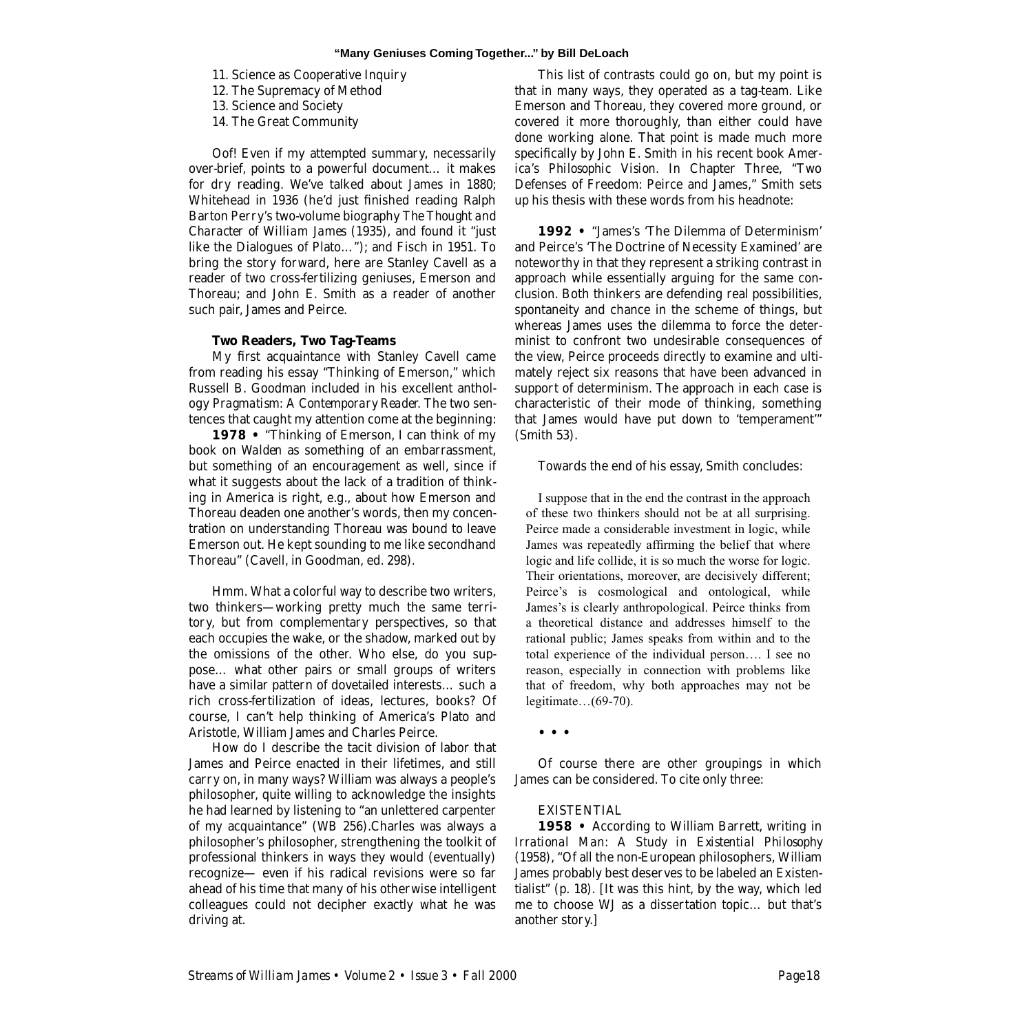11. Science as Cooperative Inquiry
12. The Supremacy of Method
13. Science and Society
14. The Great Community

Oof! Even if my attempted summary, necessarily over-brief, points to a powerful document… it makes for dry reading. We've talked about James in 1880; Whitehead in 1936 (he'd just finished reading Ralph Barton Perry's two-volume biography *The Thought and Character of William James* (1935), and found it "just like the Dialogues of Plato…"); and Fisch in 1951. To bring the story forward, here are Stanley Cavell as a reader of two cross-fertilizing geniuses, Emerson and Thoreau; and John E. Smith as a reader of another such pair, James and Peirce.

### Two Readers, Two Tag-Teams

My first acquaintance with Stanley Cavell came from reading his essay "Thinking of Emerson," which Russell B. Goodman included in his excellent anthology *Pragmatism: A Contemporary Reader.* The two sentences that caught my attention come at the beginning:

**1978 •** "Thinking of Emerson, I can think of my book on *Walden* as something of an embarrassment, but something of an encouragement as well, since if what it suggests about the lack of a tradition of thinking in America is right, e.g., about how Emerson and Thoreau deaden one another's words, then my concentration on understanding Thoreau was bound to leave Emerson out. He kept sounding to me like secondhand Thoreau" (Cavell, in Goodman, ed. 298).

Hmm. What a colorful way to describe two writers, two thinkers—working pretty much the same territory, but from complementary perspectives, so that each occupies the wake, or the shadow, marked out by the omissions of the other. Who else, do you suppose… what other pairs or small groups of writers have a similar pattern of dovetailed interests… such a rich cross-fertilization of ideas, lectures, books? Of course, I can't help thinking of America's Plato and Aristotle, William James and Charles Peirce.

How do I describe the tacit division of labor that James and Peirce enacted in their lifetimes, and still carry on, in many ways? William was always a people's philosopher, quite willing to acknowledge the insights he had learned by listening to "an unlettered carpenter of my acquaintance" (*WB* 256).Charles was always a philosopher's philosopher, strengthening the toolkit of professional thinkers in ways they would (eventually) recognize— even if his radical revisions were so far ahead of his time that many of his otherwise intelligent colleagues could not decipher exactly what he was driving at.

This list of contrasts could go on, but my point is that in many ways, they operated as a tag-team. Like Emerson and Thoreau, they covered more ground, or covered it more thoroughly, than either could have done working alone. That point is made much more specifically by John E. Smith in his recent book *America's Philosophic Vision.* In Chapter Three, "Two Defenses of Freedom: Peirce and James," Smith sets up his thesis with these words from his headnote:

**1992 •** "James's 'The Dilemma of Determinism' and Peirce's 'The Doctrine of Necessity Examined' are noteworthy in that they represent a striking contrast in approach while essentially arguing for the same conclusion. Both thinkers are defending real possibilities, spontaneity and chance in the scheme of things, but whereas James uses the dilemma to force the determinist to confront two undesirable consequences of the view, Peirce proceeds directly to examine and ultimately reject six reasons that have been advanced in support of determinism. The approach in each case is characteristic of their mode of thinking, something that James would have put down to 'temperament'" (Smith 53).

Towards the end of his essay, Smith concludes:

> I suppose that in the end the contrast in the approach of these two thinkers should not be at all surprising. Peirce made a considerable investment in logic, while James was repeatedly affirming the belief that where logic and life collide, it is so much the worse for logic. Their orientations, moreover, are decisively different; Peirce's is cosmological and ontological, while James's is clearly anthropological. Peirce thinks from a theoretical distance and addresses himself to the rational public; James speaks from within and to the total experience of the individual person…. I see no reason, especially in connection with problems like that of freedom, why both approaches may not be legitimate…(69-70).

• • •

Of course there are other groupings in which James can be considered. To cite only three:

EXISTENTIAL

**1958 •** According to William Barrett, writing in *Irrational Man: A Study in Existential Philosophy* (1958), "Of all the non-European philosophers, William James probably best deserves to be labeled an Existentialist" (p. 18). [It was this hint, by the way, which led me to choose WJ as a dissertation topic… but that's another story.]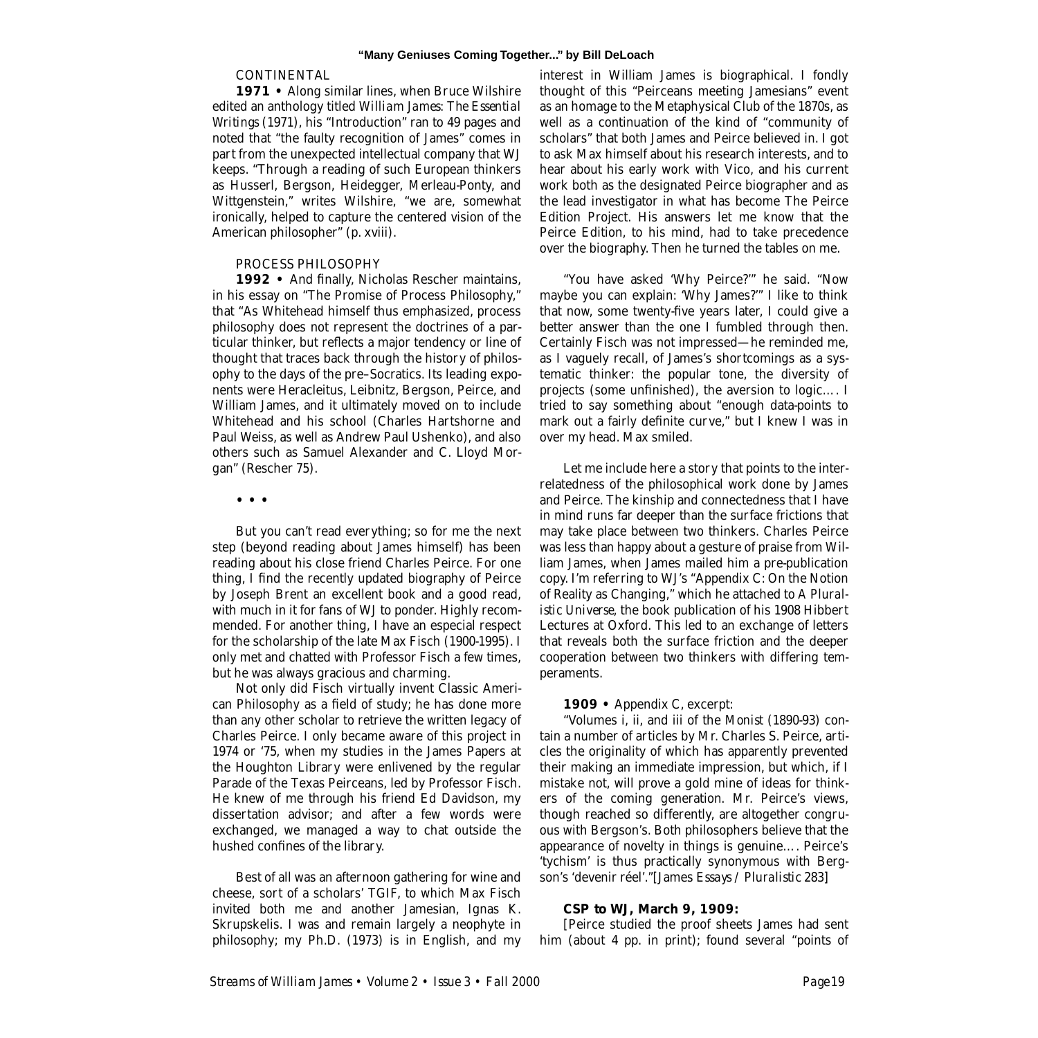CONTINENTAL

**1971 •** Along similar lines, when Bruce Wilshire edited an anthology titled *William James: The Essential Writings* (1971), his "Introduction" ran to 49 pages and noted that "the faulty recognition of James" comes in part from the unexpected intellectual company that WJ keeps. "Through a reading of such European thinkers as Husserl, Bergson, Heidegger, Merleau-Ponty, and Wittgenstein," writes Wilshire, "we are, somewhat ironically, helped to capture the centered vision of the American philosopher" (p. xviii).

PROCESS PHILOSOPHY

**1992 •** And finally, Nicholas Rescher maintains, in his essay on "The Promise of Process Philosophy," that "As Whitehead himself thus emphasized, process philosophy does not represent the doctrines of a particular thinker, but reflects a major tendency or line of thought that traces back through the history of philosophy to the days of the pre–Socratics. Its leading exponents were Heracleitus, Leibnitz, Bergson, Peirce, and William James, and it ultimately moved on to include Whitehead and his school (Charles Hartshorne and Paul Weiss, as well as Andrew Paul Ushenko), and also others such as Samuel Alexander and C. Lloyd Morgan" (Rescher 75).

• • •

But you can't read everything; so for me the next step (beyond reading about James himself) has been reading about his close friend Charles Peirce. For one thing, I find the recently updated biography of Peirce by Joseph Brent an excellent book and a good read, with much in it for fans of WJ to ponder. Highly recommended. For another thing, I have an especial respect for the scholarship of the late Max Fisch (1900-1995). I only met and chatted with Professor Fisch a few times, but he was always gracious and charming.

Not only did Fisch virtually invent Classic American Philosophy as a field of study; he has done more than any other scholar to retrieve the written legacy of Charles Peirce. I only became aware of this project in 1974 or '75, when my studies in the James Papers at the Houghton Library were enlivened by the regular Parade of the Texas Peirceans, led by Professor Fisch. He knew of me through his friend Ed Davidson, my dissertation advisor; and after a few words were exchanged, we managed a way to chat outside the hushed confines of the library.

Best of all was an afternoon gathering for wine and cheese, sort of a scholars' TGIF, to which Max Fisch invited both me and another Jamesian, Ignas K. Skrupskelis. I was and remain largely a neophyte in philosophy; my Ph.D. (1973) is in English, and my interest in William James is biographical. I fondly thought of this "Peirceans meeting Jamesians" event as an homage to the Metaphysical Club of the 1870s, as well as a continuation of the kind of "community of scholars" that both James and Peirce believed in. I got to ask Max himself about his research interests, and to hear about his early work with Vico, and his current work both as the designated Peirce biographer and as the lead investigator in what has become The Peirce Edition Project. His answers let me know that the Peirce Edition, to his mind, had to take precedence over the biography. Then he turned the tables on me.

"You have asked 'Why Peirce?'" he said. "Now maybe you can explain: 'Why James?'" I like to think that now, some twenty-five years later, I could give a better answer than the one I fumbled through then. Certainly Fisch was not impressed—he reminded me, as I vaguely recall, of James's shortcomings as a systematic thinker: the popular tone, the diversity of projects (some unfinished), the aversion to logic.... I tried to say something about "enough data-points to mark out a fairly definite curve," but I knew I was in over my head. Max smiled.

Let me include here a story that points to the interrelatedness of the philosophical work done by James and Peirce. The kinship and connectedness that I have in mind runs far deeper than the surface frictions that may take place between two thinkers. Charles Peirce was less than happy about a gesture of praise from William James, when James mailed him a pre-publication copy. I'm referring to WJ's "Appendix C: On the Notion of Reality as Changing," which he attached to *A Pluralistic Universe*, the book publication of his 1908 Hibbert Lectures at Oxford. This led to an exchange of letters that reveals both the surface friction and the deeper cooperation between two thinkers with differing temperaments.

**1909 •** Appendix C, excerpt:

"Volumes i, ii, and iii of the *Monist* (1890-93) contain a number of articles by Mr. Charles S. Peirce, articles the originality of which has apparently prevented their making an immediate impression, but which, if I mistake not, will prove a gold mine of ideas for thinkers of the coming generation. Mr. Peirce's views, though reached so differently, are altogether congruous with Bergson's. Both philosophers believe that the appearance of novelty in things is genuine.... Peirce's 'tychism' is thus practically synonymous with Bergson's 'devenir réel'."[James *Essays / Pluralistic* 283]

**CSP to WJ, March 9, 1909:**

[Peirce studied the proof sheets James had sent him (about 4 pp. in print); found several "points of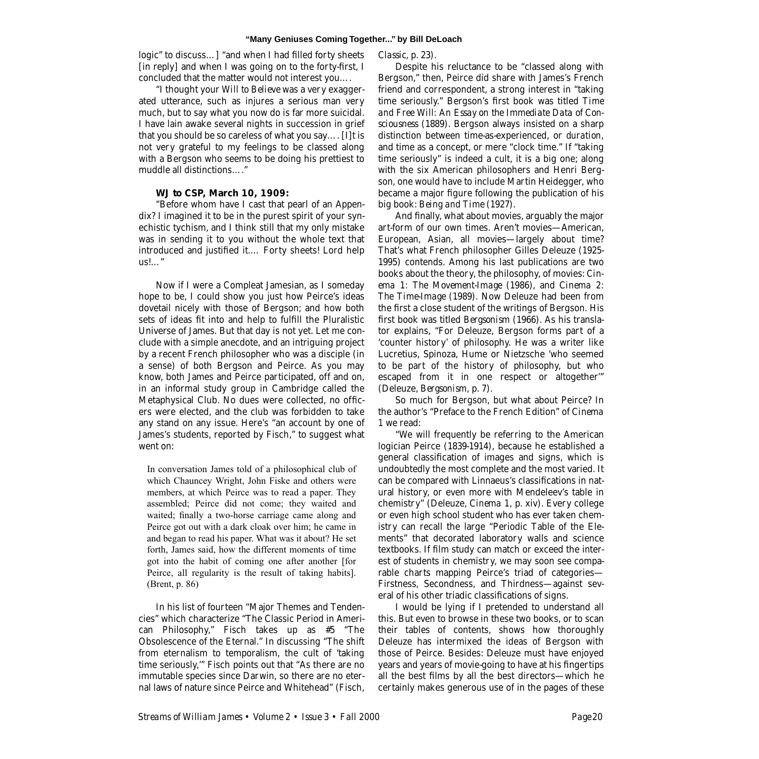logic" to discuss…] "and when I had filled forty sheets [in reply] and when I was going on to the forty-first, I concluded that the matter would not interest you….

"I thought your *Will to Believe* was a very exaggerated utterance, such as injures a serious man very much, but to say what you now do is far more suicidal. I have lain awake several nights in succession in grief that you should be so careless of what you say…. [I]t is not very grateful to my feelings to be classed along with a Bergson who seems to be doing his prettiest to muddle all distinctions…."

**WJ to CSP, March 10, 1909:**

"Before whom have I cast that pearl of an Appendix? I imagined it to be in the purest spirit of your synechistic tychism, and I think still that my only mistake was in sending it to you without the whole text that introduced and justified it.... Forty sheets! Lord help us!…"

Now if I were a Compleat Jamesian, as I someday hope to be, I could show you just how Peirce's ideas dovetail nicely with those of Bergson; and how both sets of ideas fit into and help to fulfill the Pluralistic Universe of James. But that day is not yet. Let me conclude with a simple anecdote, and an intriguing project by a recent French philosopher who was a disciple (in a sense) of both Bergson and Peirce. As you may know, both James and Peirce participated, off and on, in an informal study group in Cambridge called the Metaphysical Club. No dues were collected, no officers were elected, and the club was forbidden to take any stand on any issue. Here's "an account by one of James's students, reported by Fisch," to suggest what went on:

> In conversation James told of a philosophical club of which Chauncey Wright, John Fiske and others were members, at which Peirce was to read a paper. They assembled; Peirce did not come; they waited and waited; finally a two-horse carriage came along and Peirce got out with a dark cloak over him; he came in and began to read his paper. What was it about? He set forth, James said, how the different moments of time got into the habit of coming one after another [for Peirce, all regularity is the result of taking habits]. (Brent, p. 86)

In his list of fourteen "Major Themes and Tendencies" which characterize "The Classic Period in American Philosophy," Fisch takes up as #5 "The Obsolescence of the Eternal." In discussing "The shift from eternalism to temporalism, the cult of 'taking time seriously,'" Fisch points out that "As there are no immutable species since Darwin, so there are no eternal laws of nature since Peirce and Whitehead" (Fisch, *Classic*, p. 23).

Despite his reluctance to be "classed along with Bergson," then, Peirce did share with James's French friend and correspondent, a strong interest in "taking time seriously." Bergson's first book was titled *Time and Free Will: An Essay on the Immediate Data of Consciousness* (1889). Bergson always insisted on a sharp distinction between time-as-experienced, or *duration*, and time as a concept, or mere "clock time." If "taking time seriously" is indeed a cult, it is a big one; along with the six American philosophers and Henri Bergson, one would have to include Martin Heidegger, who became a major figure following the publication of his big book: *Being and Time* (1927).

And finally, what about movies, arguably the major art-form of our own times. Aren't movies—American, European, Asian, all movies—largely about time? That's what French philosopher Gilles Deleuze (1925-1995) contends. Among his last publications are two books about the theory, the philosophy, of movies: *Cinema 1: The Movement-Image* (1986), and *Cinema 2: The Time-Image* (1989). Now Deleuze had been from the first a close student of the writings of Bergson. His first book was titled *Bergsonism* (1966). As his translator explains, "For Deleuze, Bergson forms part of a 'counter history' of philosophy. He was a writer like Lucretius, Spinoza, Hume or Nietzsche 'who seemed to be part of the history of philosophy, but who escaped from it in one respect or altogether'" (Deleuze, *Bergsonism*, p. 7).

So much for Bergson, but what about Peirce? In the author's "Preface to the French Edition" of *Cinema 1* we read:

"We will frequently be referring to the American logician Peirce (1839-1914), because he established a general classification of images and signs, which is undoubtedly the most complete and the most varied. It can be compared with Linnaeus's classifications in natural history, or even more with Mendeleev's table in chemistry" (Deleuze, *Cinema 1*, p. xiv). Every college or even high school student who has ever taken chemistry can recall the large "Periodic Table of the Elements" that decorated laboratory walls and science textbooks. If film study can match or exceed the interest of students in chemistry, we may soon see comparable charts mapping Peirce's triad of categories—Firstness, Secondness, and Thirdness—against several of his other triadic classifications of signs.

I would be lying if I pretended to understand all this. But even to browse in these two books, or to scan their tables of contents, shows how thoroughly Deleuze has intermixed the ideas of Bergson with those of Peirce. Besides: Deleuze must have enjoyed years and years of movie-going to have at his fingertips all the best films by all the best directors—which he certainly makes generous use of in the pages of these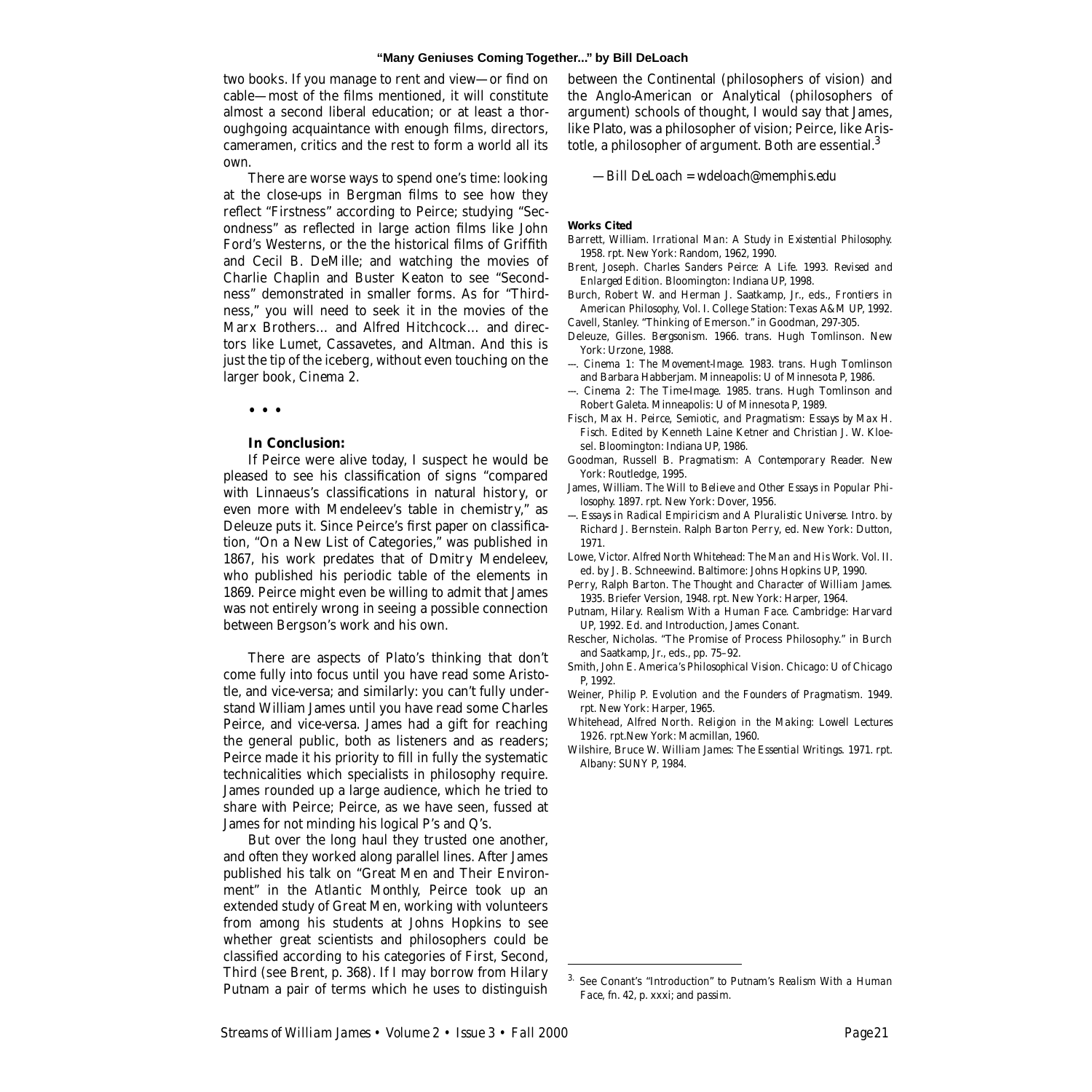two books. If you manage to rent and view—or find on cable—most of the films mentioned, it will constitute almost a second liberal education; or at least a thoroughgoing acquaintance with enough films, directors, cameramen, critics and the rest to form a world all its own.

There are worse ways to spend one's time: looking at the close-ups in Bergman films to see how they reflect "Firstness" according to Peirce; studying "Secondness" as reflected in large action films like John Ford's Westerns, or the the historical films of Griffith and Cecil B. DeMille; and watching the movies of Charlie Chaplin and Buster Keaton to see "Secondness" demonstrated in smaller forms. As for "Thirdness," you will need to seek it in the movies of the Marx Brothers… and Alfred Hitchcock… and directors like Lumet, Cassavetes, and Altman. And this is just the tip of the iceberg, without even touching on the larger book, *Cinema 2*.

• • •

### In Conclusion:

If Peirce were alive today, I suspect he would be pleased to see his classification of signs "compared with Linnaeus's classifications in natural history, or even more with Mendeleev's table in chemistry," as Deleuze puts it. Since Peirce's first paper on classification, "On a New List of Categories," was published in 1867, his work predates that of Dmitry Mendeleev, who published his periodic table of the elements in 1869. Peirce might even be willing to admit that James was not entirely wrong in seeing a possible connection between Bergson's work and his own.

There are aspects of Plato's thinking that don't come fully into focus until you have read some Aristotle, and vice-versa; and similarly: you can't fully understand William James until you have read some Charles Peirce, and vice-versa. James had a gift for reaching the general public, both as listeners and as readers; Peirce made it his priority to fill in fully the systematic technicalities which specialists in philosophy require. James rounded up a large audience, which he tried to share with Peirce; Peirce, as we have seen, fussed at James for not minding his logical P's and Q's.

But over the long haul they trusted one another, and often they worked along parallel lines. After James published his talk on "Great Men and Their Environment" in the *Atlantic Monthly*, Peirce took up an extended study of Great Men, working with volunteers from among his students at Johns Hopkins to see whether great scientists and philosophers could be classified according to his categories of First, Second, Third (see Brent, p. 368). If I may borrow from Hilary Putnam a pair of terms which he uses to distinguish between the Continental (philosophers of vision) and the Anglo-American or Analytical (philosophers of argument) schools of thought, I would say that James, like Plato, was a philosopher of vision; Peirce, like Aristotle, a philosopher of argument. Both are essential.[3]

*—Bill DeLoach = wdeloach@memphis.edu*

#### Works Cited

Barrett, William. *Irrational Man: A Study in Existential Philosophy*. 1958. rpt. New York: Random, 1962, 1990.

Brent, Joseph. *Charles Sanders Peirce: A Life*. 1993. *Revised and Enlarged Edition*. Bloomington: Indiana UP, 1998.

Burch, Robert W. and Herman J. Saatkamp, Jr., eds., *Frontiers in American Philosophy*, Vol. I. College Station: Texas A&M UP, 1992.

Cavell, Stanley. "Thinking of Emerson." in Goodman, 297-305.

Deleuze, Gilles. *Bergsonism*. 1966. trans. Hugh Tomlinson. New York: Urzone, 1988.

—. *Cinema 1: The Movement-Image*. 1983. trans. Hugh Tomlinson and Barbara Habberjam. Minneapolis: U of Minnesota P, 1986.

—. *Cinema 2: The Time-Image*. 1985. trans. Hugh Tomlinson and Robert Galeta. Minneapolis: U of Minnesota P, 1989.

Fisch, Max H. *Peirce, Semiotic, and Pragmatism: Essays by Max H. Fisch*. Edited by Kenneth Laine Ketner and Christian J. W. Kloesel. Bloomington: Indiana UP, 1986.

Goodman, Russell B. *Pragmatism: A Contemporary Reader*. New York: Routledge, 1995.

James, William. *The Will to Believe and Other Essays in Popular Philosophy*. 1897. rpt. New York: Dover, 1956.

—. *Essays in Radical Empiricism and A Pluralistic Universe*. Intro. by Richard J. Bernstein. Ralph Barton Perry, ed. New York: Dutton, 1971.

Lowe, Victor. *Alfred North Whitehead: The Man and His Work*. Vol. II. ed. by J. B. Schneewind. Baltimore: Johns Hopkins UP, 1990.

Perry, Ralph Barton. *The Thought and Character of William James*. 1935. Briefer Version, 1948. rpt. New York: Harper, 1964.

Putnam, Hilary. *Realism With a Human Face*. Cambridge: Harvard UP, 1992. Ed. and Introduction, James Conant.

Rescher, Nicholas. "The Promise of Process Philosophy." in Burch and Saatkamp, Jr., eds., pp. 75–92.

Smith, John E. *America's Philosophical Vision*. Chicago: U of Chicago P, 1992.

Weiner, Philip P. *Evolution and the Founders of Pragmatism*. 1949. rpt. New York: Harper, 1965.

Whitehead, Alfred North. *Religion in the Making: Lowell Lectures 1926*. rpt.New York: Macmillan, 1960.

Wilshire, Bruce W. *William James: The Essential Writings*. 1971. rpt. Albany: SUNY P, 1984.

---

[3] See Conant's "Introduction" to Putnam's *Realism With a Human Face*, fn. 42, p. xxxi; and *passim*.